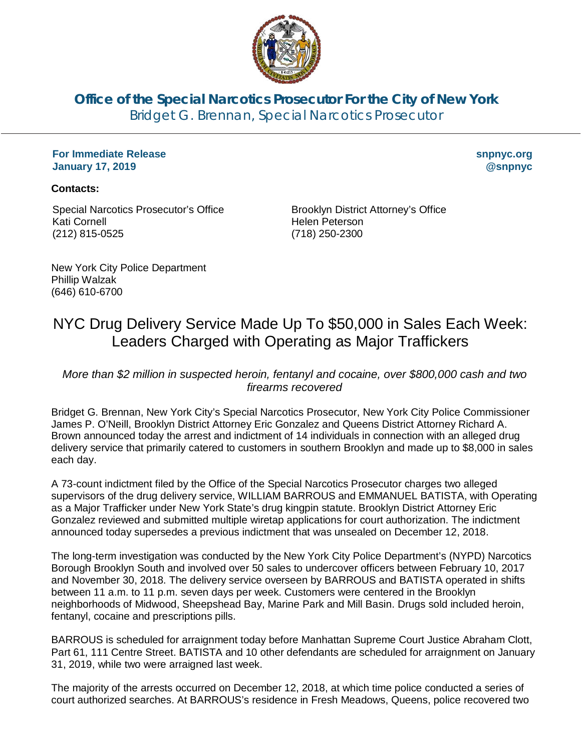**Office of the Special Narcotics Prosecutor For the City of New York**
Bridget G. Brennan, Special Narcotics Prosecutor

**For Immediate Release**
**January 17, 2019**

**snpnyc.org**
**@snpnyc**

**Contacts:**

Special Narcotics Prosecutor's Office
Kati Cornell
(212) 815-0525

Brooklyn District Attorney's Office
Helen Peterson
(718) 250-2300

New York City Police Department
Phillip Walzak
(646) 610-6700

# NYC Drug Delivery Service Made Up To $50,000 in Sales Each Week: Leaders Charged with Operating as Major Traffickers

*More than $2 million in suspected heroin, fentanyl and cocaine, over $800,000 cash and two firearms recovered*

Bridget G. Brennan, New York City's Special Narcotics Prosecutor, New York City Police Commissioner James P. O'Neill, Brooklyn District Attorney Eric Gonzalez and Queens District Attorney Richard A. Brown announced today the arrest and indictment of 14 individuals in connection with an alleged drug delivery service that primarily catered to customers in southern Brooklyn and made up to $8,000 in sales each day.

A 73-count indictment filed by the Office of the Special Narcotics Prosecutor charges two alleged supervisors of the drug delivery service, WILLIAM BARROUS and EMMANUEL BATISTA, with Operating as a Major Trafficker under New York State's drug kingpin statute. Brooklyn District Attorney Eric Gonzalez reviewed and submitted multiple wiretap applications for court authorization. The indictment announced today supersedes a previous indictment that was unsealed on December 12, 2018.

The long-term investigation was conducted by the New York City Police Department's (NYPD) Narcotics Borough Brooklyn South and involved over 50 sales to undercover officers between February 10, 2017 and November 30, 2018. The delivery service overseen by BARROUS and BATISTA operated in shifts between 11 a.m. to 11 p.m. seven days per week. Customers were centered in the Brooklyn neighborhoods of Midwood, Sheepshead Bay, Marine Park and Mill Basin. Drugs sold included heroin, fentanyl, cocaine and prescriptions pills.

BARROUS is scheduled for arraignment today before Manhattan Supreme Court Justice Abraham Clott, Part 61, 111 Centre Street. BATISTA and 10 other defendants are scheduled for arraignment on January 31, 2019, while two were arraigned last week.

The majority of the arrests occurred on December 12, 2018, at which time police conducted a series of court authorized searches. At BARROUS's residence in Fresh Meadows, Queens, police recovered two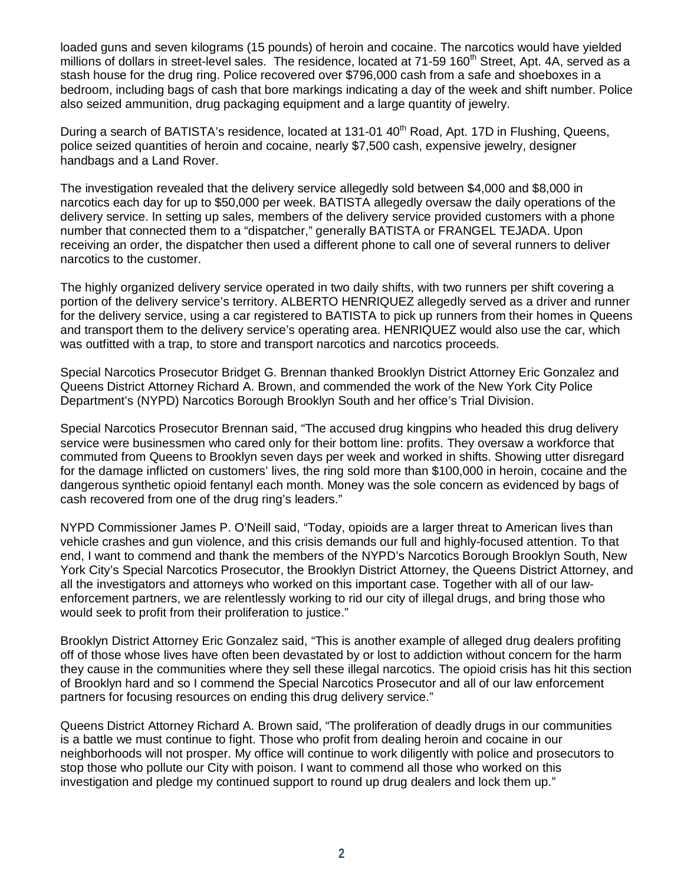loaded guns and seven kilograms (15 pounds) of heroin and cocaine. The narcotics would have yielded millions of dollars in street-level sales. The residence, located at 71-59 160th Street, Apt. 4A, served as a stash house for the drug ring. Police recovered over $796,000 cash from a safe and shoeboxes in a bedroom, including bags of cash that bore markings indicating a day of the week and shift number. Police also seized ammunition, drug packaging equipment and a large quantity of jewelry.

During a search of BATISTA's residence, located at 131-01 40th Road, Apt. 17D in Flushing, Queens, police seized quantities of heroin and cocaine, nearly $7,500 cash, expensive jewelry, designer handbags and a Land Rover.

The investigation revealed that the delivery service allegedly sold between $4,000 and $8,000 in narcotics each day for up to $50,000 per week. BATISTA allegedly oversaw the daily operations of the delivery service. In setting up sales, members of the delivery service provided customers with a phone number that connected them to a "dispatcher," generally BATISTA or FRANGEL TEJADA. Upon receiving an order, the dispatcher then used a different phone to call one of several runners to deliver narcotics to the customer.

The highly organized delivery service operated in two daily shifts, with two runners per shift covering a portion of the delivery service's territory. ALBERTO HENRIQUEZ allegedly served as a driver and runner for the delivery service, using a car registered to BATISTA to pick up runners from their homes in Queens and transport them to the delivery service's operating area. HENRIQUEZ would also use the car, which was outfitted with a trap, to store and transport narcotics and narcotics proceeds.

Special Narcotics Prosecutor Bridget G. Brennan thanked Brooklyn District Attorney Eric Gonzalez and Queens District Attorney Richard A. Brown, and commended the work of the New York City Police Department's (NYPD) Narcotics Borough Brooklyn South and her office's Trial Division.

Special Narcotics Prosecutor Brennan said, "The accused drug kingpins who headed this drug delivery service were businessmen who cared only for their bottom line: profits. They oversaw a workforce that commuted from Queens to Brooklyn seven days per week and worked in shifts. Showing utter disregard for the damage inflicted on customers' lives, the ring sold more than $100,000 in heroin, cocaine and the dangerous synthetic opioid fentanyl each month. Money was the sole concern as evidenced by bags of cash recovered from one of the drug ring's leaders."

NYPD Commissioner James P. O'Neill said, "Today, opioids are a larger threat to American lives than vehicle crashes and gun violence, and this crisis demands our full and highly-focused attention. To that end, I want to commend and thank the members of the NYPD's Narcotics Borough Brooklyn South, New York City's Special Narcotics Prosecutor, the Brooklyn District Attorney, the Queens District Attorney, and all the investigators and attorneys who worked on this important case. Together with all of our law-enforcement partners, we are relentlessly working to rid our city of illegal drugs, and bring those who would seek to profit from their proliferation to justice."

Brooklyn District Attorney Eric Gonzalez said, "This is another example of alleged drug dealers profiting off of those whose lives have often been devastated by or lost to addiction without concern for the harm they cause in the communities where they sell these illegal narcotics. The opioid crisis has hit this section of Brooklyn hard and so I commend the Special Narcotics Prosecutor and all of our law enforcement partners for focusing resources on ending this drug delivery service."

Queens District Attorney Richard A. Brown said, "The proliferation of deadly drugs in our communities is a battle we must continue to fight. Those who profit from dealing heroin and cocaine in our neighborhoods will not prosper. My office will continue to work diligently with police and prosecutors to stop those who pollute our City with poison. I want to commend all those who worked on this investigation and pledge my continued support to round up drug dealers and lock them up."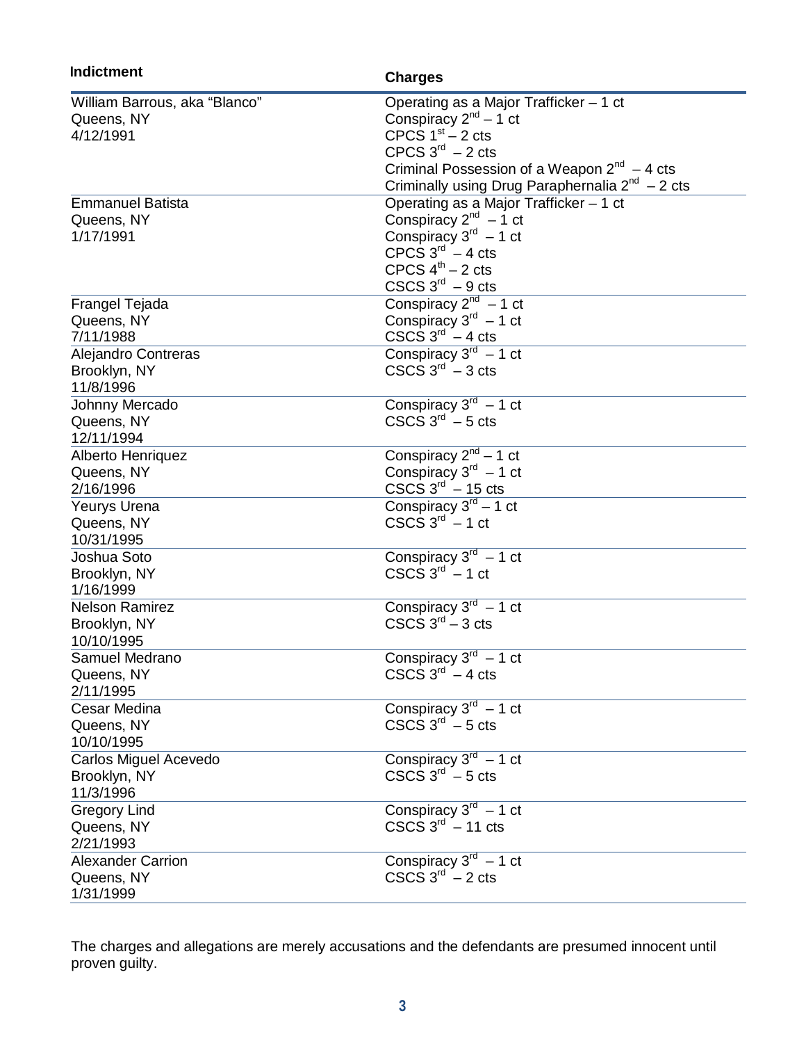| Indictment | Charges |
|---|---|
| William Barrous, aka "Blanco"<br>Queens, NY<br>4/12/1991 | Operating as a Major Trafficker – 1 ct<br>Conspiracy 2[nd] – 1 ct<br>CPCS 1[st] – 2 cts<br>CPCS 3[rd] – 2 cts<br>Criminal Possession of a Weapon 2[nd] – 4 cts<br>Criminally using Drug Paraphernalia 2[nd] – 2 cts |
| Emmanuel Batista<br>Queens, NY<br>1/17/1991 | Operating as a Major Trafficker – 1 ct<br>Conspiracy 2[nd] – 1 ct<br>Conspiracy 3[rd] – 1 ct<br>CPCS 3[rd] – 4 cts<br>CPCS 4[th] – 2 cts<br>CSCS 3[rd] – 9 cts |
| Frangel Tejada<br>Queens, NY<br>7/11/1988 | Conspiracy 2[nd] – 1 ct<br>Conspiracy 3[rd] – 1 ct<br>CSCS 3[rd] – 4 cts |
| Alejandro Contreras<br>Brooklyn, NY<br>11/8/1996 | Conspiracy 3[rd] – 1 ct<br>CSCS 3[rd] – 3 cts |
| Johnny Mercado<br>Queens, NY<br>12/11/1994 | Conspiracy 3[rd] – 1 ct<br>CSCS 3[rd] – 5 cts |
| Alberto Henriquez<br>Queens, NY<br>2/16/1996 | Conspiracy 2[nd] – 1 ct<br>Conspiracy 3[rd] – 1 ct<br>CSCS 3[rd] – 15 cts |
| Yeurys Urena<br>Queens, NY<br>10/31/1995 | Conspiracy 3[rd] – 1 ct<br>CSCS 3[rd] – 1 ct |
| Joshua Soto<br>Brooklyn, NY<br>1/16/1999 | Conspiracy 3[rd] – 1 ct<br>CSCS 3[rd] – 1 ct |
| Nelson Ramirez<br>Brooklyn, NY<br>10/10/1995 | Conspiracy 3[rd] – 1 ct<br>CSCS 3[rd] – 3 cts |
| Samuel Medrano<br>Queens, NY<br>2/11/1995 | Conspiracy 3[rd] – 1 ct<br>CSCS 3[rd] – 4 cts |
| Cesar Medina<br>Queens, NY<br>10/10/1995 | Conspiracy 3[rd] – 1 ct<br>CSCS 3[rd] – 5 cts |
| Carlos Miguel Acevedo<br>Brooklyn, NY<br>11/3/1996 | Conspiracy 3[rd] – 1 ct<br>CSCS 3[rd] – 5 cts |
| Gregory Lind<br>Queens, NY<br>2/21/1993 | Conspiracy 3[rd] – 1 ct<br>CSCS 3[rd] – 11 cts |
| Alexander Carrion<br>Queens, NY<br>1/31/1999 | Conspiracy 3[rd] – 1 ct<br>CSCS 3[rd] – 2 cts |

The charges and allegations are merely accusations and the defendants are presumed innocent until proven guilty.